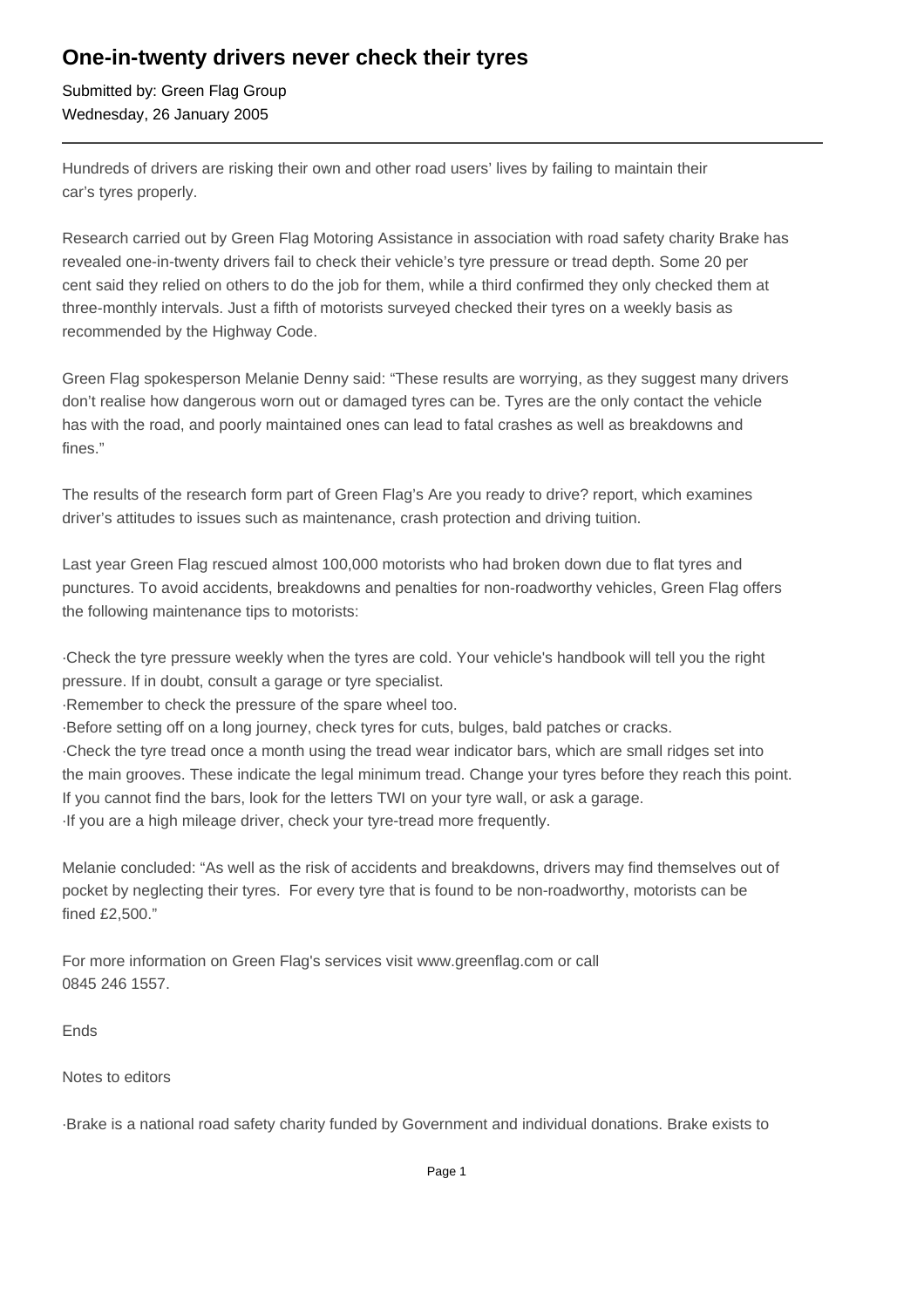# One-in-twenty drivers never check their tyres

Submitted by: Green Flag Group
Wednesday, 26 January 2005

---

Hundreds of drivers are risking their own and other road users' lives by failing to maintain their car's tyres properly.

Research carried out by Green Flag Motoring Assistance in association with road safety charity Brake has revealed one-in-twenty drivers fail to check their vehicle's tyre pressure or tread depth. Some 20 per cent said they relied on others to do the job for them, while a third confirmed they only checked them at three-monthly intervals. Just a fifth of motorists surveyed checked their tyres on a weekly basis as recommended by the Highway Code.

Green Flag spokesperson Melanie Denny said: "These results are worrying, as they suggest many drivers don't realise how dangerous worn out or damaged tyres can be. Tyres are the only contact the vehicle has with the road, and poorly maintained ones can lead to fatal crashes as well as breakdowns and fines."

The results of the research form part of Green Flag's Are you ready to drive? report, which examines driver's attitudes to issues such as maintenance, crash protection and driving tuition.

Last year Green Flag rescued almost 100,000 motorists who had broken down due to flat tyres and punctures. To avoid accidents, breakdowns and penalties for non-roadworthy vehicles, Green Flag offers the following maintenance tips to motorists:

·Check the tyre pressure weekly when the tyres are cold. Your vehicle's handbook will tell you the right pressure. If in doubt, consult a garage or tyre specialist.
·Remember to check the pressure of the spare wheel too.
·Before setting off on a long journey, check tyres for cuts, bulges, bald patches or cracks.
·Check the tyre tread once a month using the tread wear indicator bars, which are small ridges set into the main grooves. These indicate the legal minimum tread. Change your tyres before they reach this point. If you cannot find the bars, look for the letters TWI on your tyre wall, or ask a garage.
·If you are a high mileage driver, check your tyre-tread more frequently.

Melanie concluded: "As well as the risk of accidents and breakdowns, drivers may find themselves out of pocket by neglecting their tyres. For every tyre that is found to be non-roadworthy, motorists can be fined £2,500."

For more information on Green Flag's services visit www.greenflag.com or call 0845 246 1557.

Ends

Notes to editors

·Brake is a national road safety charity funded by Government and individual donations. Brake exists to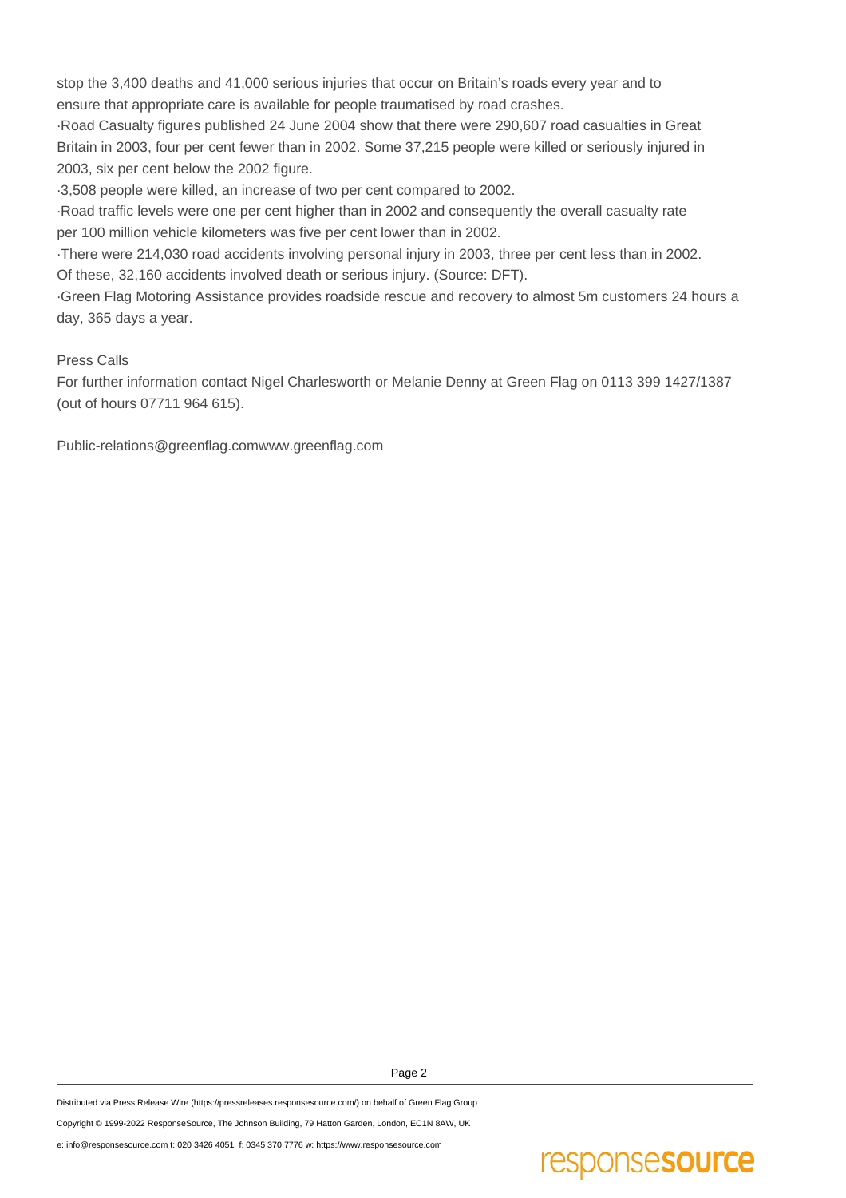stop the 3,400 deaths and 41,000 serious injuries that occur on Britain's roads every year and to ensure that appropriate care is available for people traumatised by road crashes.

·Road Casualty figures published 24 June 2004 show that there were 290,607 road casualties in Great Britain in 2003, four per cent fewer than in 2002. Some 37,215 people were killed or seriously injured in 2003, six per cent below the 2002 figure.

·3,508 people were killed, an increase of two per cent compared to 2002.

·Road traffic levels were one per cent higher than in 2002 and consequently the overall casualty rate per 100 million vehicle kilometers was five per cent lower than in 2002.

·There were 214,030 road accidents involving personal injury in 2003, three per cent less than in 2002. Of these, 32,160 accidents involved death or serious injury. (Source: DFT).

·Green Flag Motoring Assistance provides roadside rescue and recovery to almost 5m customers 24 hours a day, 365 days a year.

Press Calls

For further information contact Nigel Charlesworth or Melanie Denny at Green Flag on 0113 399 1427/1387 (out of hours 07711 964 615).

Public-relations@greenflag.comwww.greenflag.com

Distributed via Press Release Wire (https://pressreleases.responsesource.com/) on behalf of Green Flag Group

Copyright © 1999-2022 ResponseSource, The Johnson Building, 79 Hatton Garden, London, EC1N 8AW, UK

e: info@responsesource.com t: 020 3426 4051 f: 0345 370 7776 w: https://www.responsesource.com

responsesource